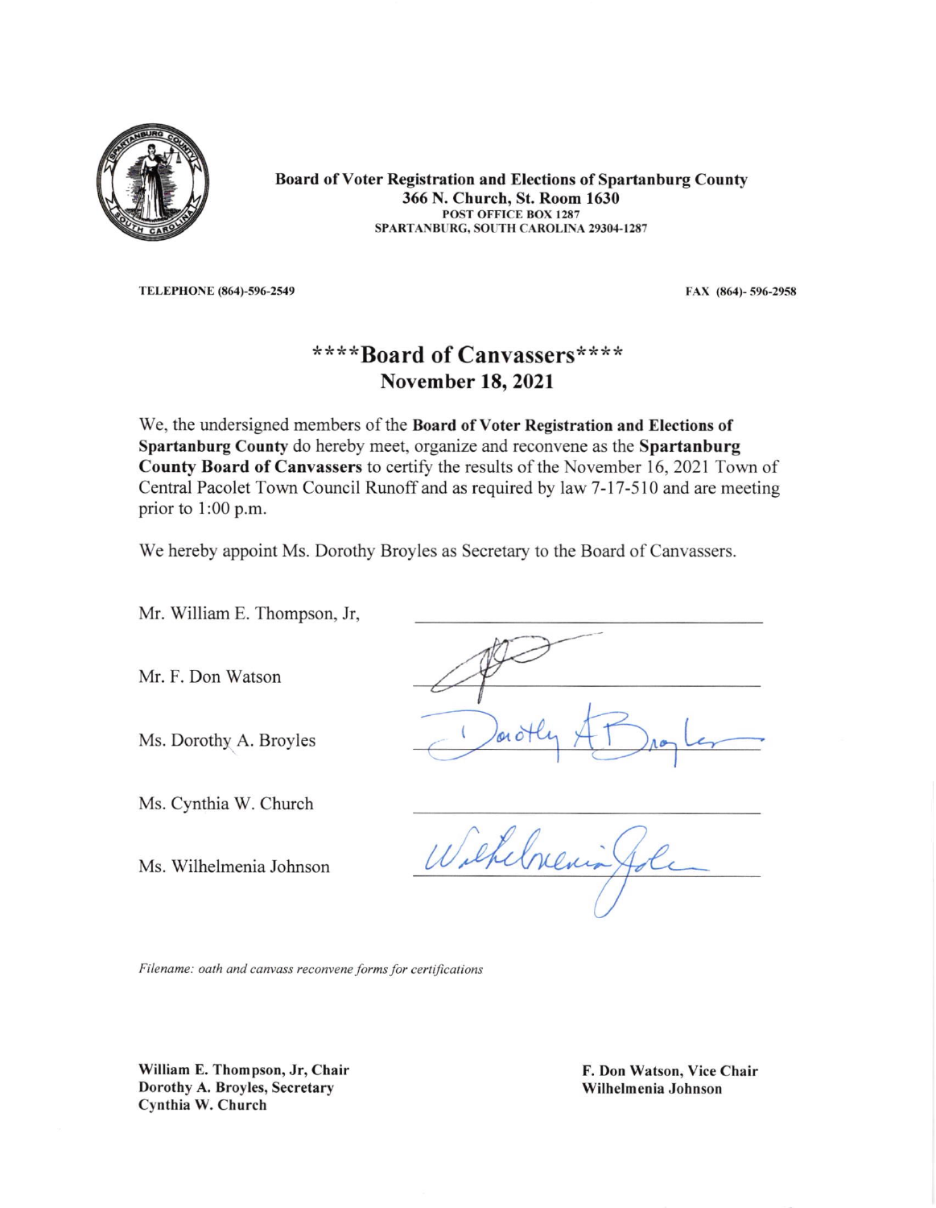**Board of Voter Registration and Elections of Spartanburg County**
**366 N. Church, St. Room 1630**
**POST OFFICE BOX 1287**
**SPARTANBURG, SOUTH CAROLINA 29304-1287**

**TELEPHONE (864)-596-2549** **FAX (864)- 596-2958**

# ****Board of Canvassers****
## November 18, 2021

We, the undersigned members of the **Board of Voter Registration and Elections of Spartanburg County** do hereby meet, organize and reconvene as the **Spartanburg County Board of Canvassers** to certify the results of the November 16, 2021 Town of Central Pacolet Town Council Runoff and as required by law 7-17-510 and are meeting prior to 1:00 p.m.

We hereby appoint Ms. Dorothy Broyles as Secretary to the Board of Canvassers.

Mr. William E. Thompson, Jr, \_\_\_\_\_\_\_\_\_\_\_\_\_\_\_\_\_\_\_\_

Mr. F. Don Watson \_\_\_\_\_\_\_\_\_\_\_\_\_\_\_\_\_\_\_\_

Ms. Dorothy A. Broyles \_\_\_\_\_\_\_\_\_\_\_\_\_\_\_\_\_\_\_\_

Ms. Cynthia W. Church \_\_\_\_\_\_\_\_\_\_\_\_\_\_\_\_\_\_\_\_

Ms. Wilhelmenia Johnson \_\_\_\_\_\_\_\_\_\_\_\_\_\_\_\_\_\_\_\_

*Filename: oath and canvass reconvene forms for certifications*

**William E. Thompson, Jr, Chair**
**Dorothy A. Broyles, Secretary**
**Cynthia W. Church**

**F. Don Watson, Vice Chair**
**Wilhelmenia Johnson**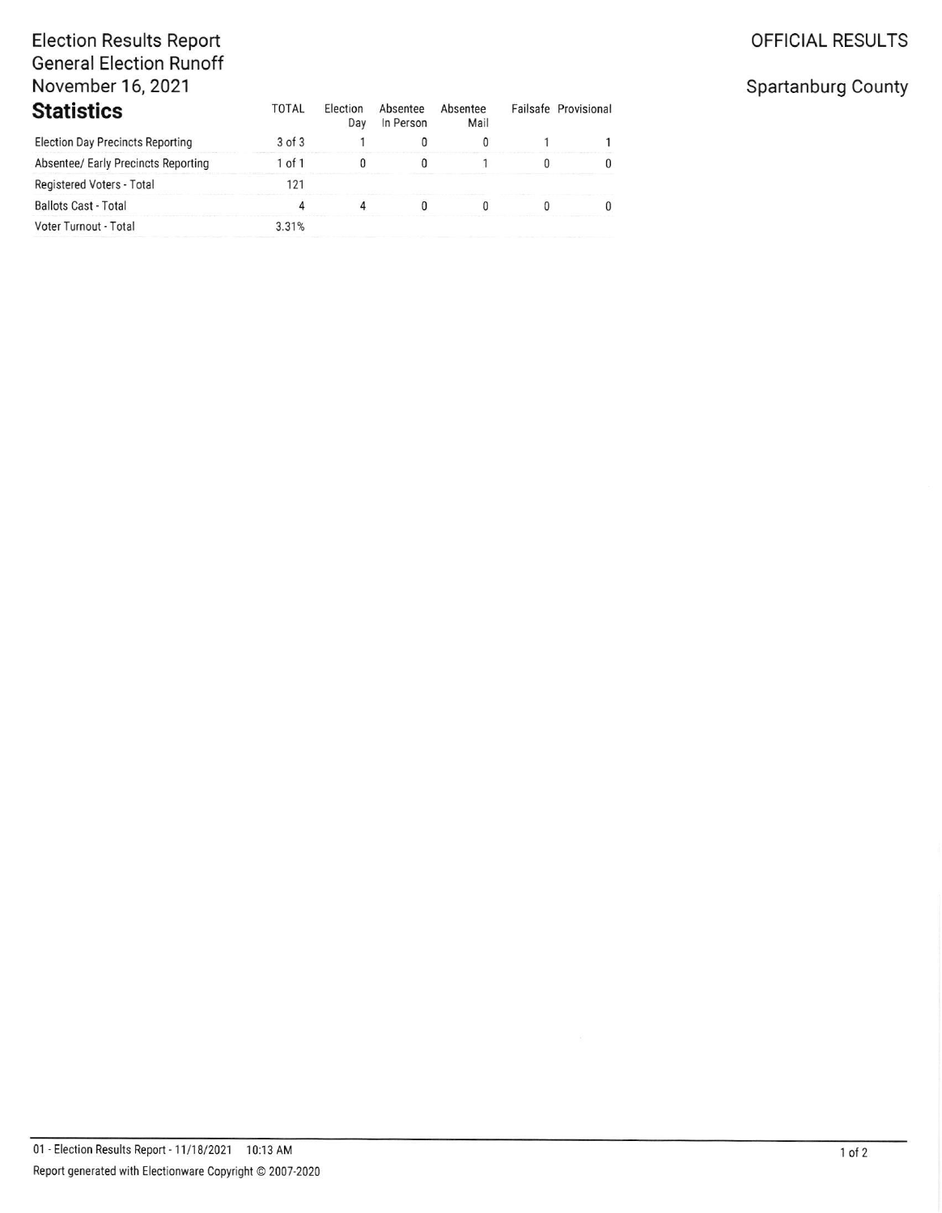Election Results Report
General Election Runoff
November 16, 2021

OFFICIAL RESULTS

Spartanburg County

## Statistics

| | TOTAL | Election Day | Absentee In Person | Absentee Mail | Failsafe | Provisional |
|---|---|---|---|---|---|---|
| Election Day Precincts Reporting | 3 of 3 | 1 | 0 | 0 | 1 | 1 |
| Absentee/ Early Precincts Reporting | 1 of 1 | 0 | 0 | 1 | 0 | 0 |
| Registered Voters - Total | 121 | | | | | |
| Ballots Cast - Total | 4 | 4 | 0 | 0 | 0 | 0 |
| Voter Turnout - Total | 3.31% | | | | | |

01 - Election Results Report - 11/18/2021 10:13 AM

Report generated with Electionware Copyright © 2007-2020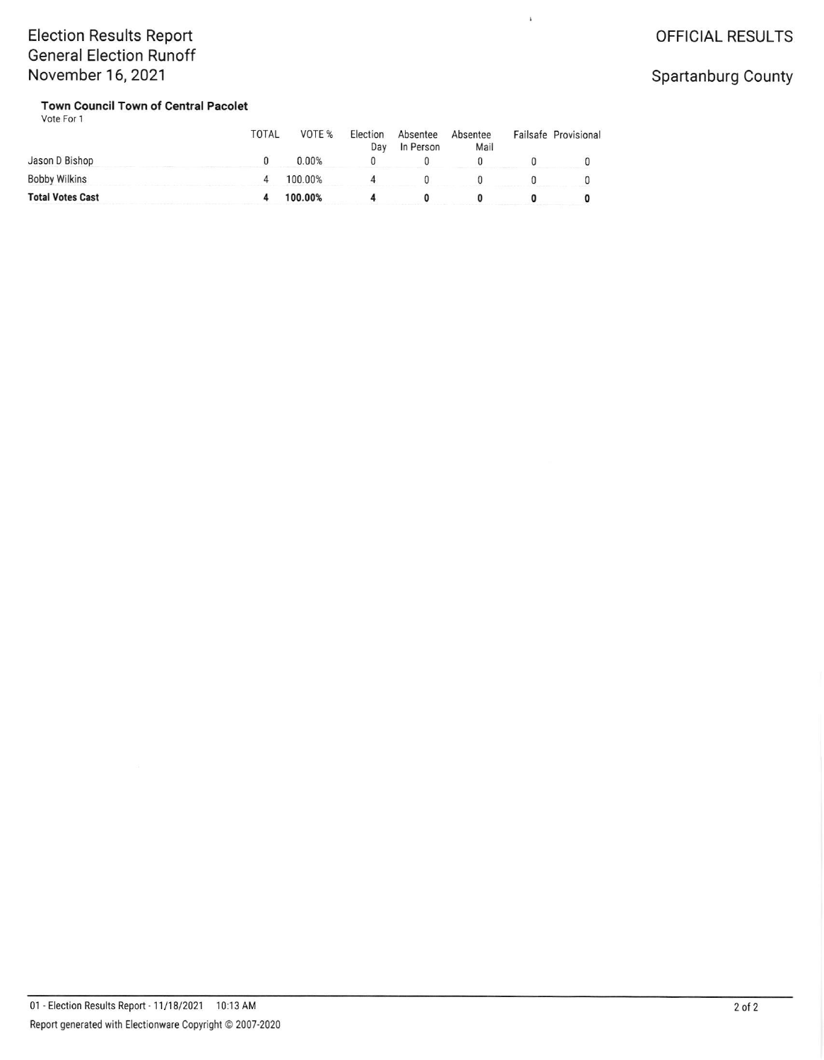# Election Results Report
## General Election Runoff
## November 16, 2021

OFFICIAL RESULTS

Spartanburg County

### Town Council Town of Central Pacolet

Vote For 1

| | TOTAL | VOTE % | Election Day | Absentee In Person | Absentee Mail | Failsafe | Provisional |
|---|---|---|---|---|---|---|---|
| Jason D Bishop | 0 | 0.00% | 0 | 0 | 0 | 0 | 0 |
| Bobby Wilkins | 4 | 100.00% | 4 | 0 | 0 | 0 | 0 |
| **Total Votes Cast** | **4** | **100.00%** | **4** | **0** | **0** | **0** | **0** |

01 - Election Results Report - 11/18/2021 10:13 AM

Report generated with Electionware Copyright © 2007-2020